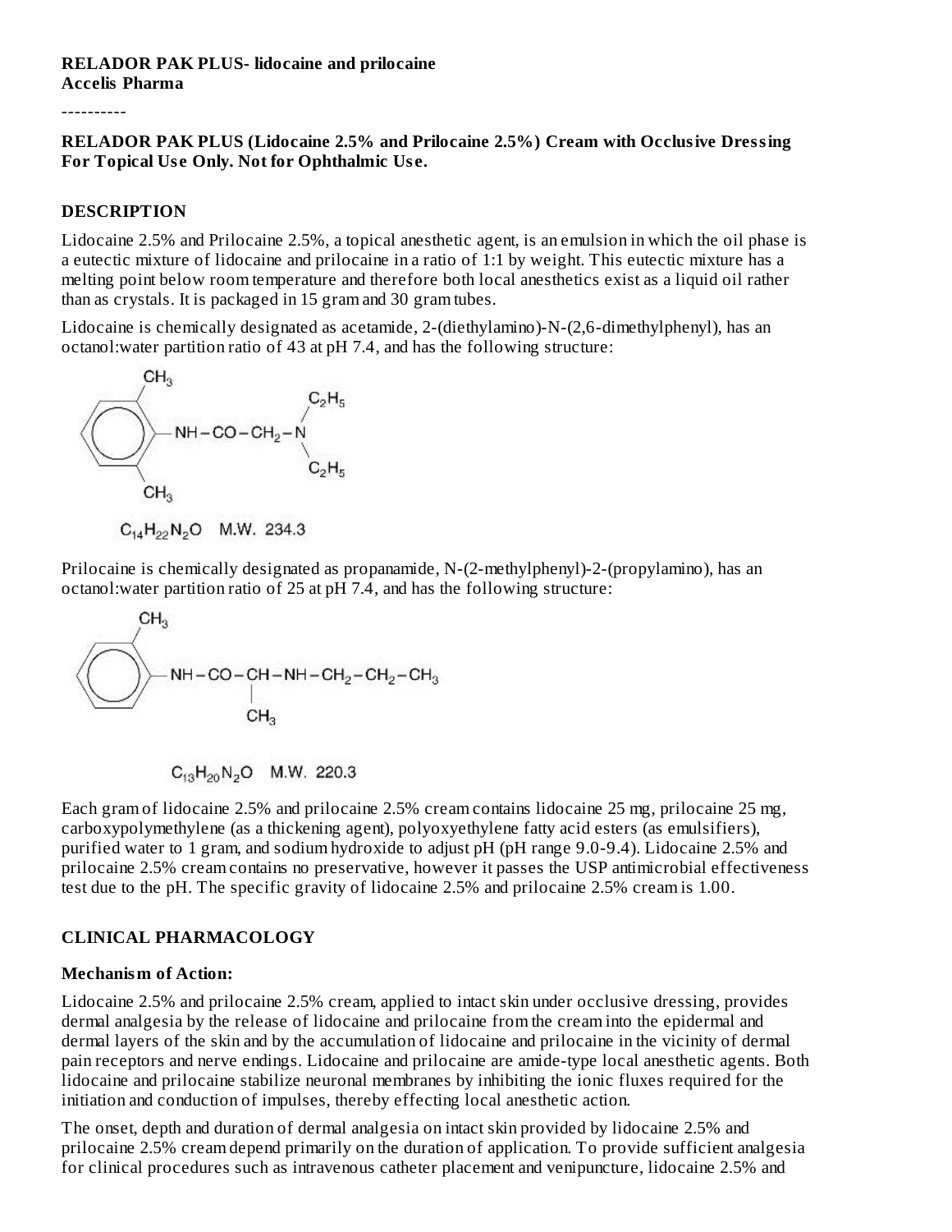**RELADOR PAK PLUS- lidocaine and prilocaine**
**Accelis Pharma**

----------

**RELADOR PAK PLUS (Lidocaine 2.5% and Prilocaine 2.5%) Cream with Occlusive Dressing**
**For Topical Use Only. Not for Ophthalmic Use.**

## DESCRIPTION

Lidocaine 2.5% and Prilocaine 2.5%, a topical anesthetic agent, is an emulsion in which the oil phase is a eutectic mixture of lidocaine and prilocaine in a ratio of 1:1 by weight. This eutectic mixture has a melting point below room temperature and therefore both local anesthetics exist as a liquid oil rather than as crystals. It is packaged in 15 gram and 30 gram tubes.

Lidocaine is chemically designated as acetamide, 2-(diethylamino)-N-(2,6-dimethylphenyl), has an octanol:water partition ratio of 43 at pH 7.4, and has the following structure:

$C_{14}H_{22}N_2O$ M.W. 234.3

Prilocaine is chemically designated as propanamide, N-(2-methylphenyl)-2-(propylamino), has an octanol:water partition ratio of 25 at pH 7.4, and has the following structure:

$C_{13}H_{20}N_2O$ M.W. 220.3

Each gram of lidocaine 2.5% and prilocaine 2.5% cream contains lidocaine 25 mg, prilocaine 25 mg, carboxypolymethylene (as a thickening agent), polyoxyethylene fatty acid esters (as emulsifiers), purified water to 1 gram, and sodium hydroxide to adjust pH (pH range 9.0-9.4). Lidocaine 2.5% and prilocaine 2.5% cream contains no preservative, however it passes the USP antimicrobial effectiveness test due to the pH. The specific gravity of lidocaine 2.5% and prilocaine 2.5% cream is 1.00.

## CLINICAL PHARMACOLOGY

### Mechanism of Action:

Lidocaine 2.5% and prilocaine 2.5% cream, applied to intact skin under occlusive dressing, provides dermal analgesia by the release of lidocaine and prilocaine from the cream into the epidermal and dermal layers of the skin and by the accumulation of lidocaine and prilocaine in the vicinity of dermal pain receptors and nerve endings. Lidocaine and prilocaine are amide-type local anesthetic agents. Both lidocaine and prilocaine stabilize neuronal membranes by inhibiting the ionic fluxes required for the initiation and conduction of impulses, thereby effecting local anesthetic action.

The onset, depth and duration of dermal analgesia on intact skin provided by lidocaine 2.5% and prilocaine 2.5% cream depend primarily on the duration of application. To provide sufficient analgesia for clinical procedures such as intravenous catheter placement and venipuncture, lidocaine 2.5% and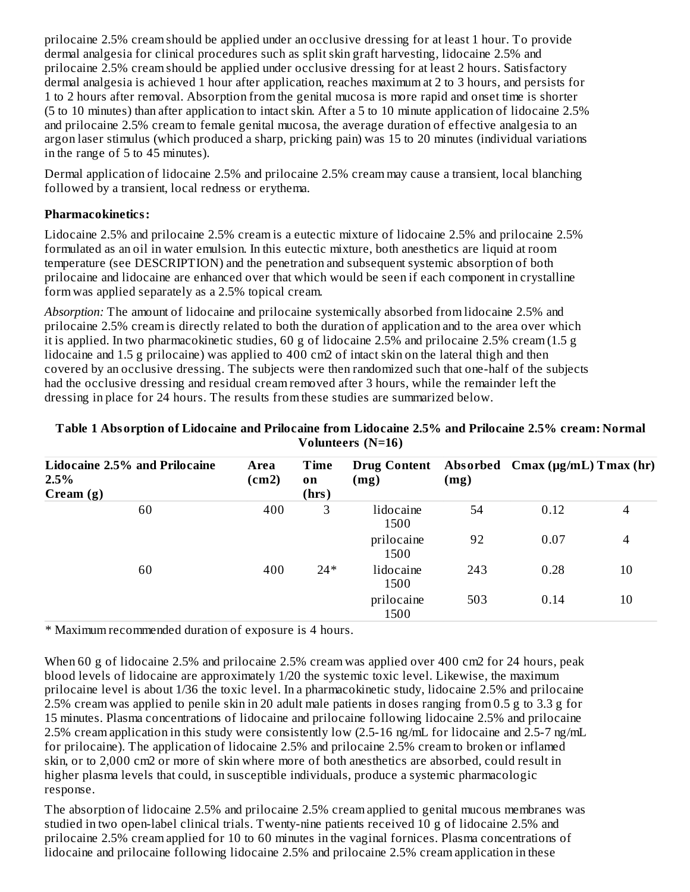prilocaine 2.5% cream should be applied under an occlusive dressing for at least 1 hour. To provide dermal analgesia for clinical procedures such as split skin graft harvesting, lidocaine 2.5% and prilocaine 2.5% cream should be applied under occlusive dressing for at least 2 hours. Satisfactory dermal analgesia is achieved 1 hour after application, reaches maximum at 2 to 3 hours, and persists for 1 to 2 hours after removal. Absorption from the genital mucosa is more rapid and onset time is shorter (5 to 10 minutes) than after application to intact skin. After a 5 to 10 minute application of lidocaine 2.5% and prilocaine 2.5% cream to female genital mucosa, the average duration of effective analgesia to an argon laser stimulus (which produced a sharp, pricking pain) was 15 to 20 minutes (individual variations in the range of 5 to 45 minutes).

Dermal application of lidocaine 2.5% and prilocaine 2.5% cream may cause a transient, local blanching followed by a transient, local redness or erythema.

**Pharmacokinetics:**

Lidocaine 2.5% and prilocaine 2.5% cream is a eutectic mixture of lidocaine 2.5% and prilocaine 2.5% formulated as an oil in water emulsion. In this eutectic mixture, both anesthetics are liquid at room temperature (see DESCRIPTION) and the penetration and subsequent systemic absorption of both prilocaine and lidocaine are enhanced over that which would be seen if each component in crystalline form was applied separately as a 2.5% topical cream.

*Absorption:* The amount of lidocaine and prilocaine systemically absorbed from lidocaine 2.5% and prilocaine 2.5% cream is directly related to both the duration of application and to the area over which it is applied. In two pharmacokinetic studies, 60 g of lidocaine 2.5% and prilocaine 2.5% cream (1.5 g lidocaine and 1.5 g prilocaine) was applied to 400 cm2 of intact skin on the lateral thigh and then covered by an occlusive dressing. The subjects were then randomized such that one-half of the subjects had the occlusive dressing and residual cream removed after 3 hours, while the remainder left the dressing in place for 24 hours. The results from these studies are summarized below.

**Table 1 Absorption of Lidocaine and Prilocaine from Lidocaine 2.5% and Prilocaine 2.5% cream: Normal Volunteers (N=16)**

| Lidocaine 2.5% and Prilocaine 2.5% Cream (g) | Area (cm2) | Time on (hrs) | Drug Content (mg) | Absorbed (mg) | Cmax (μg/mL) | Tmax (hr) |
|---|---|---|---|---|---|---|
| 60 | 400 | 3 | lidocaine 1500 | 54 | 0.12 | 4 |
| | | | prilocaine 1500 | 92 | 0.07 | 4 |
| 60 | 400 | 24* | lidocaine 1500 | 243 | 0.28 | 10 |
| | | | prilocaine 1500 | 503 | 0.14 | 10 |

\* Maximum recommended duration of exposure is 4 hours.

When 60 g of lidocaine 2.5% and prilocaine 2.5% cream was applied over 400 cm2 for 24 hours, peak blood levels of lidocaine are approximately 1/20 the systemic toxic level. Likewise, the maximum prilocaine level is about 1/36 the toxic level. In a pharmacokinetic study, lidocaine 2.5% and prilocaine 2.5% cream was applied to penile skin in 20 adult male patients in doses ranging from 0.5 g to 3.3 g for 15 minutes. Plasma concentrations of lidocaine and prilocaine following lidocaine 2.5% and prilocaine 2.5% cream application in this study were consistently low (2.5-16 ng/mL for lidocaine and 2.5-7 ng/mL for prilocaine). The application of lidocaine 2.5% and prilocaine 2.5% cream to broken or inflamed skin, or to 2,000 cm2 or more of skin where more of both anesthetics are absorbed, could result in higher plasma levels that could, in susceptible individuals, produce a systemic pharmacologic response.

The absorption of lidocaine 2.5% and prilocaine 2.5% cream applied to genital mucous membranes was studied in two open-label clinical trials. Twenty-nine patients received 10 g of lidocaine 2.5% and prilocaine 2.5% cream applied for 10 to 60 minutes in the vaginal fornices. Plasma concentrations of lidocaine and prilocaine following lidocaine 2.5% and prilocaine 2.5% cream application in these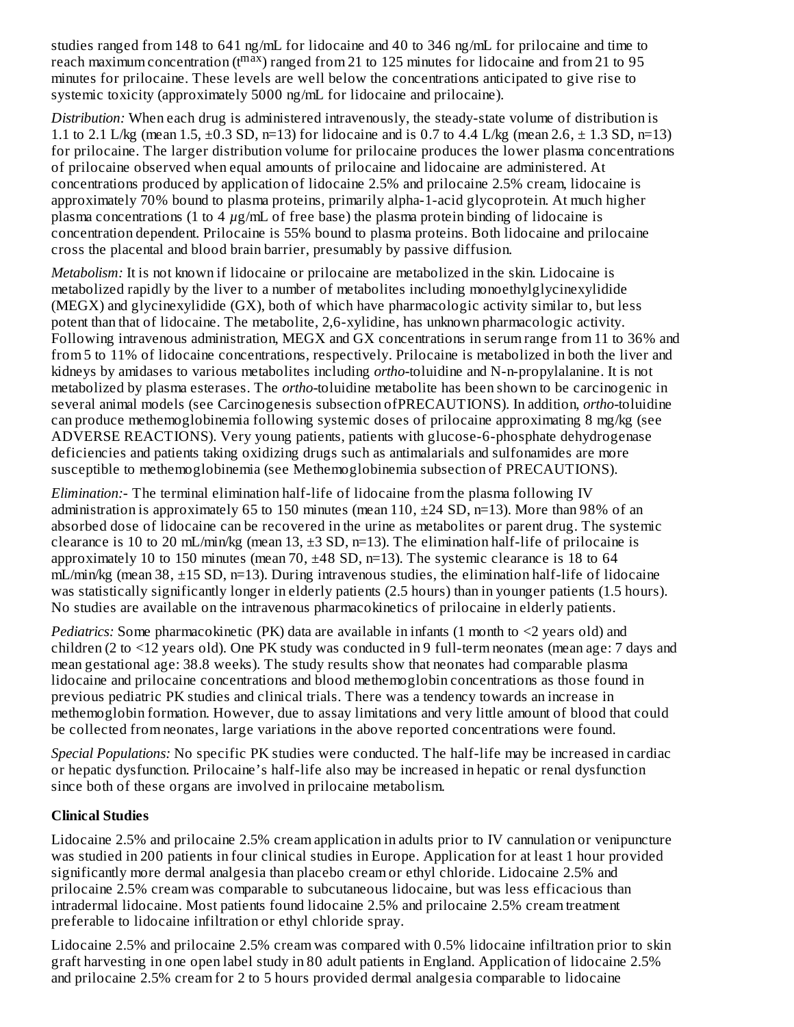studies ranged from 148 to 641 ng/mL for lidocaine and 40 to 346 ng/mL for prilocaine and time to reach maximum concentration ($t^{max}$) ranged from 21 to 125 minutes for lidocaine and from 21 to 95 minutes for prilocaine. These levels are well below the concentrations anticipated to give rise to systemic toxicity (approximately 5000 ng/mL for lidocaine and prilocaine).

*Distribution:* When each drug is administered intravenously, the steady-state volume of distribution is 1.1 to 2.1 L/kg (mean 1.5, ±0.3 SD, n=13) for lidocaine and is 0.7 to 4.4 L/kg (mean 2.6, ± 1.3 SD, n=13) for prilocaine. The larger distribution volume for prilocaine produces the lower plasma concentrations of prilocaine observed when equal amounts of prilocaine and lidocaine are administered. At concentrations produced by application of lidocaine 2.5% and prilocaine 2.5% cream, lidocaine is approximately 70% bound to plasma proteins, primarily alpha-1-acid glycoprotein. At much higher plasma concentrations (1 to 4 $\mu$g/mL of free base) the plasma protein binding of lidocaine is concentration dependent. Prilocaine is 55% bound to plasma proteins. Both lidocaine and prilocaine cross the placental and blood brain barrier, presumably by passive diffusion.

*Metabolism:* It is not known if lidocaine or prilocaine are metabolized in the skin. Lidocaine is metabolized rapidly by the liver to a number of metabolites including monoethylglycinexylidide (MEGX) and glycinexylidide (GX), both of which have pharmacologic activity similar to, but less potent than that of lidocaine. The metabolite, 2,6-xylidine, has unknown pharmacologic activity. Following intravenous administration, MEGX and GX concentrations in serum range from 11 to 36% and from 5 to 11% of lidocaine concentrations, respectively. Prilocaine is metabolized in both the liver and kidneys by amidases to various metabolites including *ortho*-toluidine and N-n-propylalanine. It is not metabolized by plasma esterases. The *ortho*-toluidine metabolite has been shown to be carcinogenic in several animal models (see Carcinogenesis subsection ofPRECAUTIONS). In addition, *ortho*-toluidine can produce methemoglobinemia following systemic doses of prilocaine approximating 8 mg/kg (see ADVERSE REACTIONS). Very young patients, patients with glucose-6-phosphate dehydrogenase deficiencies and patients taking oxidizing drugs such as antimalarials and sulfonamides are more susceptible to methemoglobinemia (see Methemoglobinemia subsection of PRECAUTIONS).

*Elimination:*- The terminal elimination half-life of lidocaine from the plasma following IV administration is approximately 65 to 150 minutes (mean 110, ±24 SD, n=13). More than 98% of an absorbed dose of lidocaine can be recovered in the urine as metabolites or parent drug. The systemic clearance is 10 to 20 mL/min/kg (mean 13, ±3 SD, n=13). The elimination half-life of prilocaine is approximately 10 to 150 minutes (mean 70, ±48 SD, n=13). The systemic clearance is 18 to 64 mL/min/kg (mean 38, ±15 SD, n=13). During intravenous studies, the elimination half-life of lidocaine was statistically significantly longer in elderly patients (2.5 hours) than in younger patients (1.5 hours). No studies are available on the intravenous pharmacokinetics of prilocaine in elderly patients.

*Pediatrics:* Some pharmacokinetic (PK) data are available in infants (1 month to <2 years old) and children (2 to <12 years old). One PK study was conducted in 9 full-term neonates (mean age: 7 days and mean gestational age: 38.8 weeks). The study results show that neonates had comparable plasma lidocaine and prilocaine concentrations and blood methemoglobin concentrations as those found in previous pediatric PK studies and clinical trials. There was a tendency towards an increase in methemoglobin formation. However, due to assay limitations and very little amount of blood that could be collected from neonates, large variations in the above reported concentrations were found.

*Special Populations:* No specific PK studies were conducted. The half-life may be increased in cardiac or hepatic dysfunction. Prilocaine's half-life also may be increased in hepatic or renal dysfunction since both of these organs are involved in prilocaine metabolism.

**Clinical Studies**

Lidocaine 2.5% and prilocaine 2.5% cream application in adults prior to IV cannulation or venipuncture was studied in 200 patients in four clinical studies in Europe. Application for at least 1 hour provided significantly more dermal analgesia than placebo cream or ethyl chloride. Lidocaine 2.5% and prilocaine 2.5% cream was comparable to subcutaneous lidocaine, but was less efficacious than intradermal lidocaine. Most patients found lidocaine 2.5% and prilocaine 2.5% cream treatment preferable to lidocaine infiltration or ethyl chloride spray.

Lidocaine 2.5% and prilocaine 2.5% cream was compared with 0.5% lidocaine infiltration prior to skin graft harvesting in one open label study in 80 adult patients in England. Application of lidocaine 2.5% and prilocaine 2.5% cream for 2 to 5 hours provided dermal analgesia comparable to lidocaine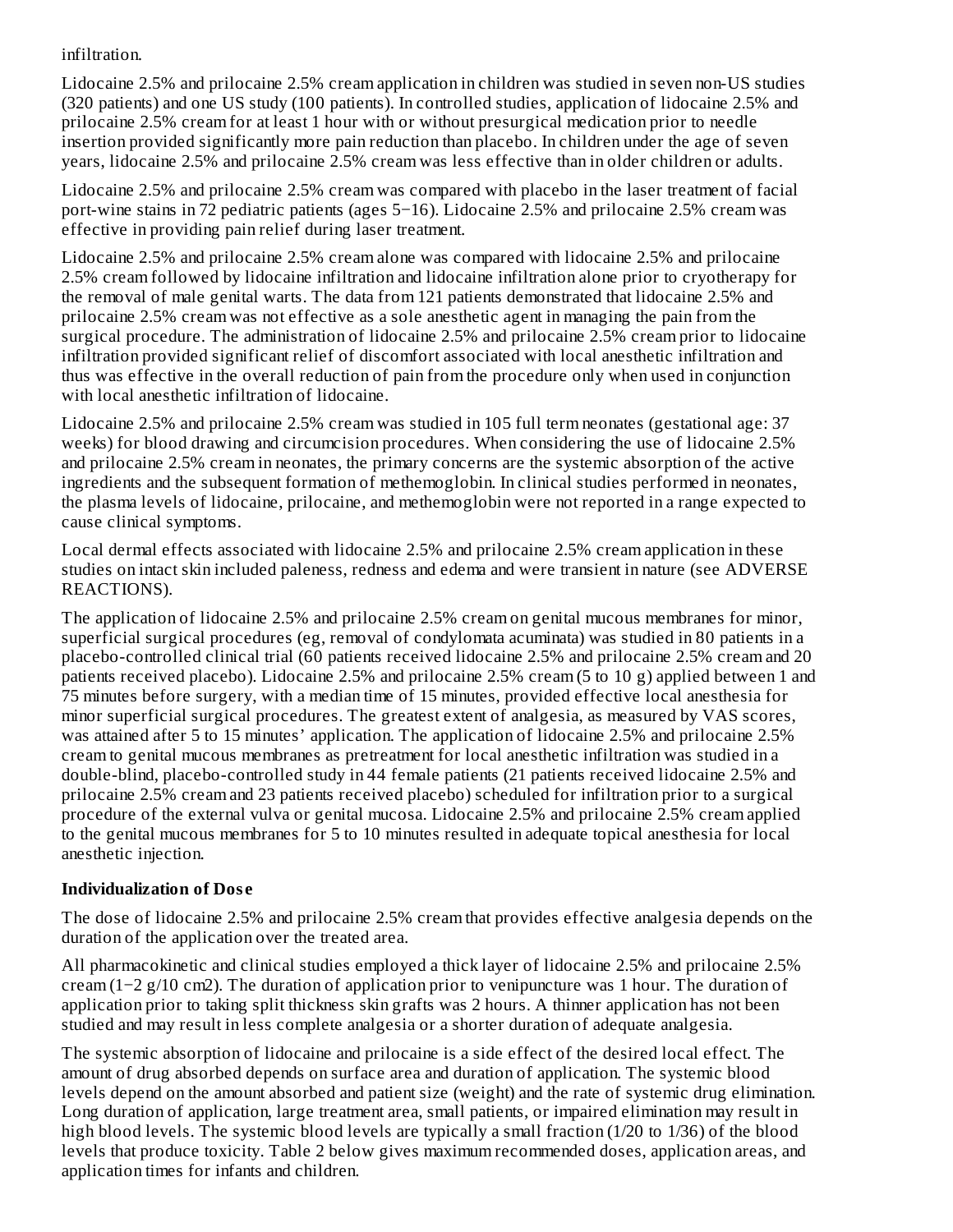infiltration.

Lidocaine 2.5% and prilocaine 2.5% cream application in children was studied in seven non-US studies (320 patients) and one US study (100 patients). In controlled studies, application of lidocaine 2.5% and prilocaine 2.5% cream for at least 1 hour with or without presurgical medication prior to needle insertion provided significantly more pain reduction than placebo. In children under the age of seven years, lidocaine 2.5% and prilocaine 2.5% cream was less effective than in older children or adults.

Lidocaine 2.5% and prilocaine 2.5% cream was compared with placebo in the laser treatment of facial port-wine stains in 72 pediatric patients (ages 5−16). Lidocaine 2.5% and prilocaine 2.5% cream was effective in providing pain relief during laser treatment.

Lidocaine 2.5% and prilocaine 2.5% cream alone was compared with lidocaine 2.5% and prilocaine 2.5% cream followed by lidocaine infiltration and lidocaine infiltration alone prior to cryotherapy for the removal of male genital warts. The data from 121 patients demonstrated that lidocaine 2.5% and prilocaine 2.5% cream was not effective as a sole anesthetic agent in managing the pain from the surgical procedure. The administration of lidocaine 2.5% and prilocaine 2.5% cream prior to lidocaine infiltration provided significant relief of discomfort associated with local anesthetic infiltration and thus was effective in the overall reduction of pain from the procedure only when used in conjunction with local anesthetic infiltration of lidocaine.

Lidocaine 2.5% and prilocaine 2.5% cream was studied in 105 full term neonates (gestational age: 37 weeks) for blood drawing and circumcision procedures. When considering the use of lidocaine 2.5% and prilocaine 2.5% cream in neonates, the primary concerns are the systemic absorption of the active ingredients and the subsequent formation of methemoglobin. In clinical studies performed in neonates, the plasma levels of lidocaine, prilocaine, and methemoglobin were not reported in a range expected to cause clinical symptoms.

Local dermal effects associated with lidocaine 2.5% and prilocaine 2.5% cream application in these studies on intact skin included paleness, redness and edema and were transient in nature (see ADVERSE REACTIONS).

The application of lidocaine 2.5% and prilocaine 2.5% cream on genital mucous membranes for minor, superficial surgical procedures (eg, removal of condylomata acuminata) was studied in 80 patients in a placebo-controlled clinical trial (60 patients received lidocaine 2.5% and prilocaine 2.5% cream and 20 patients received placebo). Lidocaine 2.5% and prilocaine 2.5% cream (5 to 10 g) applied between 1 and 75 minutes before surgery, with a median time of 15 minutes, provided effective local anesthesia for minor superficial surgical procedures. The greatest extent of analgesia, as measured by VAS scores, was attained after 5 to 15 minutes' application. The application of lidocaine 2.5% and prilocaine 2.5% cream to genital mucous membranes as pretreatment for local anesthetic infiltration was studied in a double-blind, placebo-controlled study in 44 female patients (21 patients received lidocaine 2.5% and prilocaine 2.5% cream and 23 patients received placebo) scheduled for infiltration prior to a surgical procedure of the external vulva or genital mucosa. Lidocaine 2.5% and prilocaine 2.5% cream applied to the genital mucous membranes for 5 to 10 minutes resulted in adequate topical anesthesia for local anesthetic injection.

**Individualization of Dose**

The dose of lidocaine 2.5% and prilocaine 2.5% cream that provides effective analgesia depends on the duration of the application over the treated area.

All pharmacokinetic and clinical studies employed a thick layer of lidocaine 2.5% and prilocaine 2.5% cream (1−2 g/10 $cm^2$). The duration of application prior to venipuncture was 1 hour. The duration of application prior to taking split thickness skin grafts was 2 hours. A thinner application has not been studied and may result in less complete analgesia or a shorter duration of adequate analgesia.

The systemic absorption of lidocaine and prilocaine is a side effect of the desired local effect. The amount of drug absorbed depends on surface area and duration of application. The systemic blood levels depend on the amount absorbed and patient size (weight) and the rate of systemic drug elimination. Long duration of application, large treatment area, small patients, or impaired elimination may result in high blood levels. The systemic blood levels are typically a small fraction (1/20 to 1/36) of the blood levels that produce toxicity. Table 2 below gives maximum recommended doses, application areas, and application times for infants and children.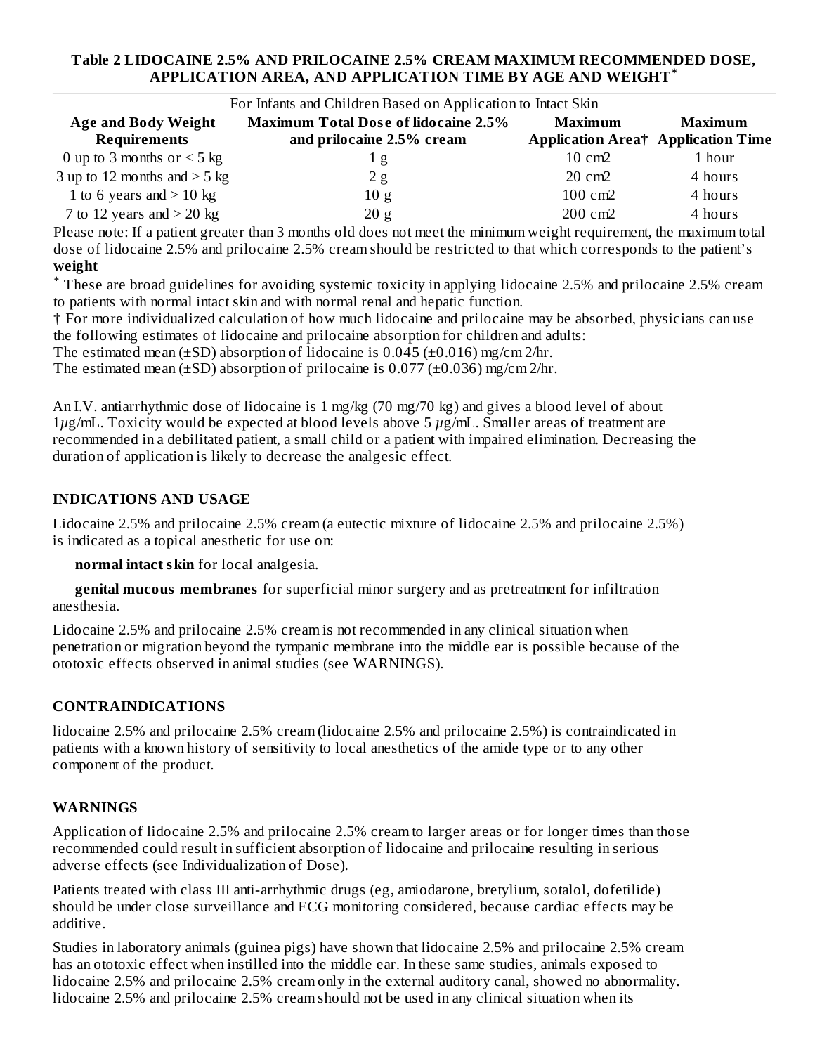**Table 2 LIDOCAINE 2.5% AND PRILOCAINE 2.5% CREAM MAXIMUM RECOMMENDED DOSE, APPLICATION AREA, AND APPLICATION TIME BY AGE AND WEIGHT***

| For Infants and Children Based on Application to Intact Skin | | | |
|---|---|---|---|
| **Age and Body Weight Requirements** | **Maximum Total Dose of lidocaine 2.5% and prilocaine 2.5% cream** | **Maximum Application Area†** | **Maximum Application Time** |
| 0 up to 3 months or < 5 kg | 1 g | 10 cm2 | 1 hour |
| 3 up to 12 months and > 5 kg | 2 g | 20 cm2 | 4 hours |
| 1 to 6 years and > 10 kg | 10 g | 100 cm2 | 4 hours |
| 7 to 12 years and > 20 kg | 20 g | 200 cm2 | 4 hours |

Please note: If a patient greater than 3 months old does not meet the minimum weight requirement, the maximum total dose of lidocaine 2.5% and prilocaine 2.5% cream should be restricted to that which corresponds to the patient's **weight**

* These are broad guidelines for avoiding systemic toxicity in applying lidocaine 2.5% and prilocaine 2.5% cream to patients with normal intact skin and with normal renal and hepatic function.

† For more individualized calculation of how much lidocaine and prilocaine may be absorbed, physicians can use the following estimates of lidocaine and prilocaine absorption for children and adults:

The estimated mean (±SD) absorption of lidocaine is 0.045 (±0.016) mg/cm 2/hr.

The estimated mean (±SD) absorption of prilocaine is 0.077 (±0.036) mg/cm 2/hr.

An I.V. antiarrhythmic dose of lidocaine is 1 mg/kg (70 mg/70 kg) and gives a blood level of about 1$\mu$g/mL. Toxicity would be expected at blood levels above 5 $\mu$g/mL. Smaller areas of treatment are recommended in a debilitated patient, a small child or a patient with impaired elimination. Decreasing the duration of application is likely to decrease the analgesic effect.

## INDICATIONS AND USAGE

Lidocaine 2.5% and prilocaine 2.5% cream (a eutectic mixture of lidocaine 2.5% and prilocaine 2.5%) is indicated as a topical anesthetic for use on:

**normal intact skin** for local analgesia.

**genital mucous membranes** for superficial minor surgery and as pretreatment for infiltration anesthesia.

Lidocaine 2.5% and prilocaine 2.5% cream is not recommended in any clinical situation when penetration or migration beyond the tympanic membrane into the middle ear is possible because of the ototoxic effects observed in animal studies (see WARNINGS).

## CONTRAINDICATIONS

lidocaine 2.5% and prilocaine 2.5% cream (lidocaine 2.5% and prilocaine 2.5%) is contraindicated in patients with a known history of sensitivity to local anesthetics of the amide type or to any other component of the product.

## WARNINGS

Application of lidocaine 2.5% and prilocaine 2.5% cream to larger areas or for longer times than those recommended could result in sufficient absorption of lidocaine and prilocaine resulting in serious adverse effects (see Individualization of Dose).

Patients treated with class III anti-arrhythmic drugs (eg, amiodarone, bretylium, sotalol, dofetilide) should be under close surveillance and ECG monitoring considered, because cardiac effects may be additive.

Studies in laboratory animals (guinea pigs) have shown that lidocaine 2.5% and prilocaine 2.5% cream has an ototoxic effect when instilled into the middle ear. In these same studies, animals exposed to lidocaine 2.5% and prilocaine 2.5% cream only in the external auditory canal, showed no abnormality. lidocaine 2.5% and prilocaine 2.5% cream should not be used in any clinical situation when its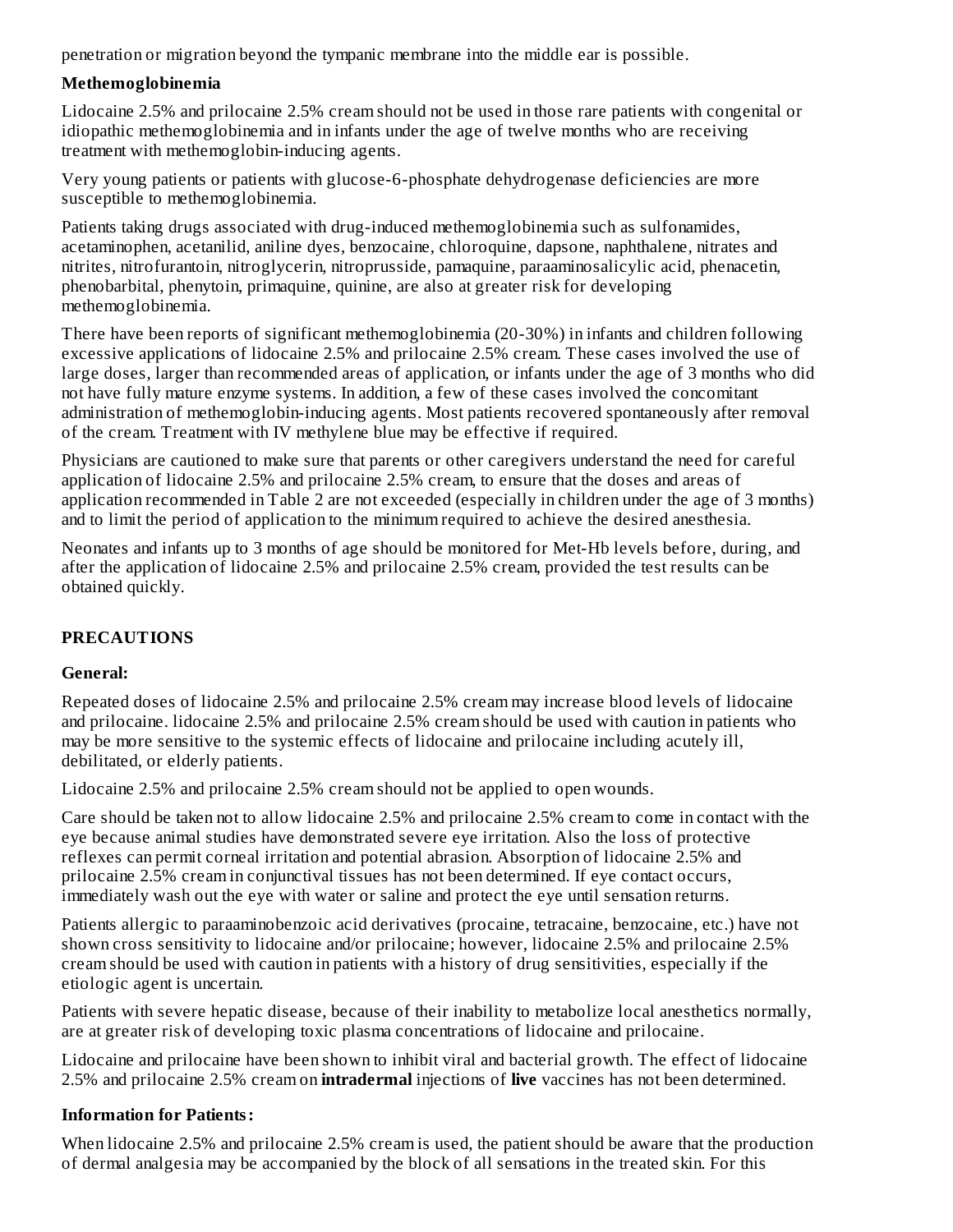penetration or migration beyond the tympanic membrane into the middle ear is possible.

**Methemoglobinemia**

Lidocaine 2.5% and prilocaine 2.5% cream should not be used in those rare patients with congenital or idiopathic methemoglobinemia and in infants under the age of twelve months who are receiving treatment with methemoglobin-inducing agents.

Very young patients or patients with glucose-6-phosphate dehydrogenase deficiencies are more susceptible to methemoglobinemia.

Patients taking drugs associated with drug-induced methemoglobinemia such as sulfonamides, acetaminophen, acetanilid, aniline dyes, benzocaine, chloroquine, dapsone, naphthalene, nitrates and nitrites, nitrofurantoin, nitroglycerin, nitroprusside, pamaquine, paraaminosalicylic acid, phenacetin, phenobarbital, phenytoin, primaquine, quinine, are also at greater risk for developing methemoglobinemia.

There have been reports of significant methemoglobinemia (20-30%) in infants and children following excessive applications of lidocaine 2.5% and prilocaine 2.5% cream. These cases involved the use of large doses, larger than recommended areas of application, or infants under the age of 3 months who did not have fully mature enzyme systems. In addition, a few of these cases involved the concomitant administration of methemoglobin-inducing agents. Most patients recovered spontaneously after removal of the cream. Treatment with IV methylene blue may be effective if required.

Physicians are cautioned to make sure that parents or other caregivers understand the need for careful application of lidocaine 2.5% and prilocaine 2.5% cream, to ensure that the doses and areas of application recommended in Table 2 are not exceeded (especially in children under the age of 3 months) and to limit the period of application to the minimum required to achieve the desired anesthesia.

Neonates and infants up to 3 months of age should be monitored for Met-Hb levels before, during, and after the application of lidocaine 2.5% and prilocaine 2.5% cream, provided the test results can be obtained quickly.

## PRECAUTIONS

**General:**

Repeated doses of lidocaine 2.5% and prilocaine 2.5% cream may increase blood levels of lidocaine and prilocaine. lidocaine 2.5% and prilocaine 2.5% cream should be used with caution in patients who may be more sensitive to the systemic effects of lidocaine and prilocaine including acutely ill, debilitated, or elderly patients.

Lidocaine 2.5% and prilocaine 2.5% cream should not be applied to open wounds.

Care should be taken not to allow lidocaine 2.5% and prilocaine 2.5% cream to come in contact with the eye because animal studies have demonstrated severe eye irritation. Also the loss of protective reflexes can permit corneal irritation and potential abrasion. Absorption of lidocaine 2.5% and prilocaine 2.5% cream in conjunctival tissues has not been determined. If eye contact occurs, immediately wash out the eye with water or saline and protect the eye until sensation returns.

Patients allergic to paraaminobenzoic acid derivatives (procaine, tetracaine, benzocaine, etc.) have not shown cross sensitivity to lidocaine and/or prilocaine; however, lidocaine 2.5% and prilocaine 2.5% cream should be used with caution in patients with a history of drug sensitivities, especially if the etiologic agent is uncertain.

Patients with severe hepatic disease, because of their inability to metabolize local anesthetics normally, are at greater risk of developing toxic plasma concentrations of lidocaine and prilocaine.

Lidocaine and prilocaine have been shown to inhibit viral and bacterial growth. The effect of lidocaine 2.5% and prilocaine 2.5% cream on **intradermal** injections of **live** vaccines has not been determined.

**Information for Patients:**

When lidocaine 2.5% and prilocaine 2.5% cream is used, the patient should be aware that the production of dermal analgesia may be accompanied by the block of all sensations in the treated skin. For this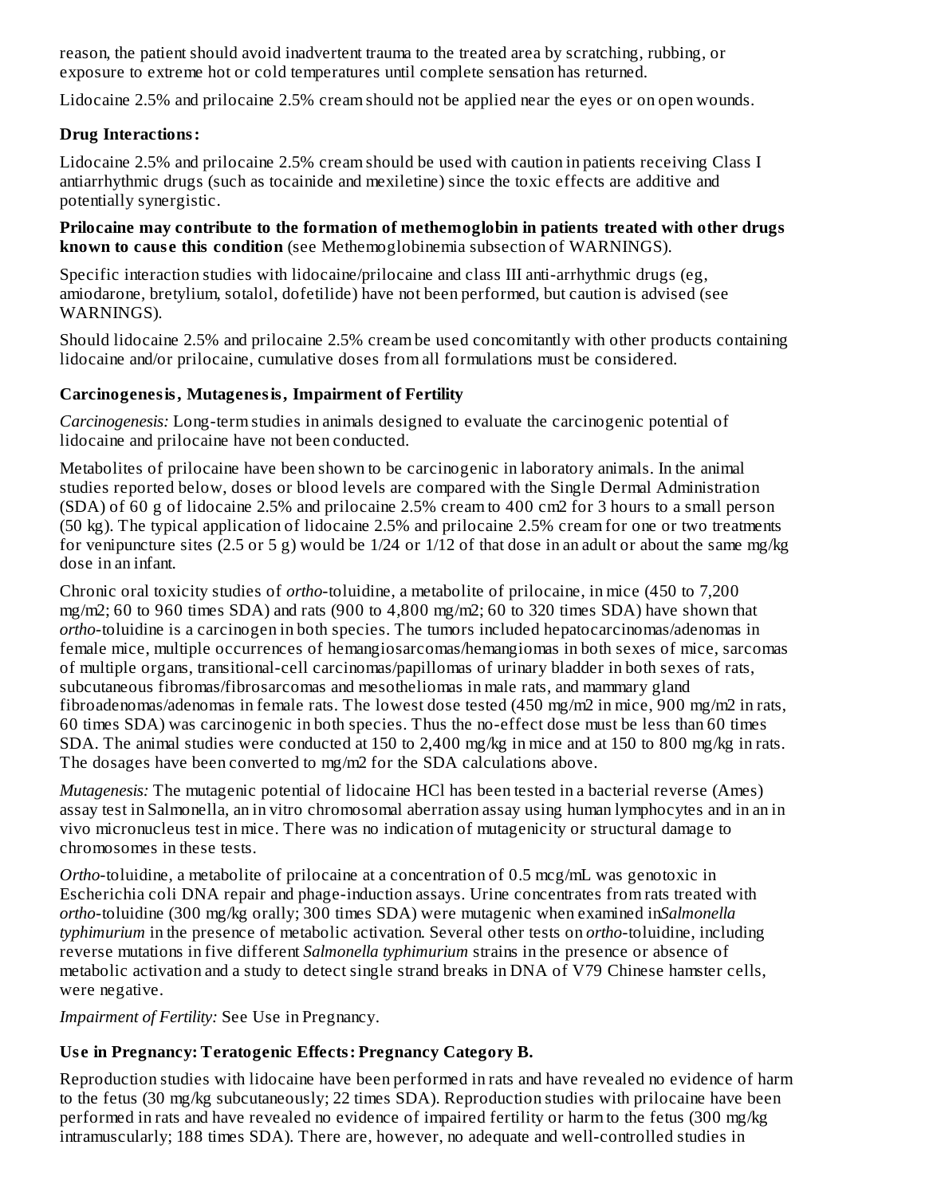reason, the patient should avoid inadvertent trauma to the treated area by scratching, rubbing, or exposure to extreme hot or cold temperatures until complete sensation has returned.

Lidocaine 2.5% and prilocaine 2.5% cream should not be applied near the eyes or on open wounds.

**Drug Interactions:**

Lidocaine 2.5% and prilocaine 2.5% cream should be used with caution in patients receiving Class I antiarrhythmic drugs (such as tocainide and mexiletine) since the toxic effects are additive and potentially synergistic.

**Prilocaine may contribute to the formation of methemoglobin in patients treated with other drugs known to cause this condition** (see Methemoglobinemia subsection of WARNINGS).

Specific interaction studies with lidocaine/prilocaine and class III anti-arrhythmic drugs (eg, amiodarone, bretylium, sotalol, dofetilide) have not been performed, but caution is advised (see WARNINGS).

Should lidocaine 2.5% and prilocaine 2.5% cream be used concomitantly with other products containing lidocaine and/or prilocaine, cumulative doses from all formulations must be considered.

**Carcinogenesis, Mutagenesis, Impairment of Fertility**

*Carcinogenesis:* Long-term studies in animals designed to evaluate the carcinogenic potential of lidocaine and prilocaine have not been conducted.

Metabolites of prilocaine have been shown to be carcinogenic in laboratory animals. In the animal studies reported below, doses or blood levels are compared with the Single Dermal Administration (SDA) of 60 g of lidocaine 2.5% and prilocaine 2.5% cream to 400 cm2 for 3 hours to a small person (50 kg). The typical application of lidocaine 2.5% and prilocaine 2.5% cream for one or two treatments for venipuncture sites (2.5 or 5 g) would be 1/24 or 1/12 of that dose in an adult or about the same mg/kg dose in an infant.

Chronic oral toxicity studies of *ortho*-toluidine, a metabolite of prilocaine, in mice (450 to 7,200 mg/m2; 60 to 960 times SDA) and rats (900 to 4,800 mg/m2; 60 to 320 times SDA) have shown that *ortho*-toluidine is a carcinogen in both species. The tumors included hepatocarcinomas/adenomas in female mice, multiple occurrences of hemangiosarcomas/hemangiomas in both sexes of mice, sarcomas of multiple organs, transitional-cell carcinomas/papillomas of urinary bladder in both sexes of rats, subcutaneous fibromas/fibrosarcomas and mesotheliomas in male rats, and mammary gland fibroadenomas/adenomas in female rats. The lowest dose tested (450 mg/m2 in mice, 900 mg/m2 in rats, 60 times SDA) was carcinogenic in both species. Thus the no-effect dose must be less than 60 times SDA. The animal studies were conducted at 150 to 2,400 mg/kg in mice and at 150 to 800 mg/kg in rats. The dosages have been converted to mg/m2 for the SDA calculations above.

*Mutagenesis:* The mutagenic potential of lidocaine HCl has been tested in a bacterial reverse (Ames) assay test in Salmonella, an in vitro chromosomal aberration assay using human lymphocytes and in an in vivo micronucleus test in mice. There was no indication of mutagenicity or structural damage to chromosomes in these tests.

*Ortho*-toluidine, a metabolite of prilocaine at a concentration of 0.5 mcg/mL was genotoxic in Escherichia coli DNA repair and phage-induction assays. Urine concentrates from rats treated with *ortho*-toluidine (300 mg/kg orally; 300 times SDA) were mutagenic when examined in *Salmonella typhimurium* in the presence of metabolic activation. Several other tests on *ortho*-toluidine, including reverse mutations in five different *Salmonella typhimurium* strains in the presence or absence of metabolic activation and a study to detect single strand breaks in DNA of V79 Chinese hamster cells, were negative.

*Impairment of Fertility:* See Use in Pregnancy.

**Use in Pregnancy: Teratogenic Effects: Pregnancy Category B.**

Reproduction studies with lidocaine have been performed in rats and have revealed no evidence of harm to the fetus (30 mg/kg subcutaneously; 22 times SDA). Reproduction studies with prilocaine have been performed in rats and have revealed no evidence of impaired fertility or harm to the fetus (300 mg/kg intramuscularly; 188 times SDA). There are, however, no adequate and well-controlled studies in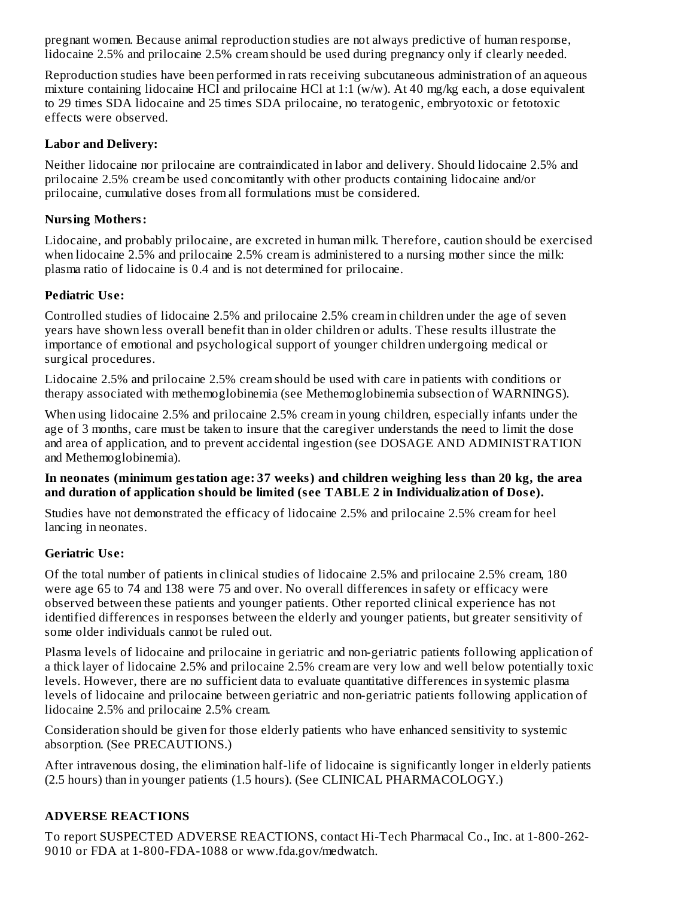pregnant women. Because animal reproduction studies are not always predictive of human response, lidocaine 2.5% and prilocaine 2.5% cream should be used during pregnancy only if clearly needed.

Reproduction studies have been performed in rats receiving subcutaneous administration of an aqueous mixture containing lidocaine HCl and prilocaine HCl at 1:1 (w/w). At 40 mg/kg each, a dose equivalent to 29 times SDA lidocaine and 25 times SDA prilocaine, no teratogenic, embryotoxic or fetotoxic effects were observed.

**Labor and Delivery:**

Neither lidocaine nor prilocaine are contraindicated in labor and delivery. Should lidocaine 2.5% and prilocaine 2.5% cream be used concomitantly with other products containing lidocaine and/or prilocaine, cumulative doses from all formulations must be considered.

**Nursing Mothers:**

Lidocaine, and probably prilocaine, are excreted in human milk. Therefore, caution should be exercised when lidocaine 2.5% and prilocaine 2.5% cream is administered to a nursing mother since the milk: plasma ratio of lidocaine is 0.4 and is not determined for prilocaine.

**Pediatric Use:**

Controlled studies of lidocaine 2.5% and prilocaine 2.5% cream in children under the age of seven years have shown less overall benefit than in older children or adults. These results illustrate the importance of emotional and psychological support of younger children undergoing medical or surgical procedures.

Lidocaine 2.5% and prilocaine 2.5% cream should be used with care in patients with conditions or therapy associated with methemoglobinemia (see Methemoglobinemia subsection of WARNINGS).

When using lidocaine 2.5% and prilocaine 2.5% cream in young children, especially infants under the age of 3 months, care must be taken to insure that the caregiver understands the need to limit the dose and area of application, and to prevent accidental ingestion (see DOSAGE AND ADMINISTRATION and Methemoglobinemia).

**In neonates (minimum gestation age: 37 weeks) and children weighing less than 20 kg, the area and duration of application should be limited (see TABLE 2 in Individualization of Dose).**

Studies have not demonstrated the efficacy of lidocaine 2.5% and prilocaine 2.5% cream for heel lancing in neonates.

**Geriatric Use:**

Of the total number of patients in clinical studies of lidocaine 2.5% and prilocaine 2.5% cream, 180 were age 65 to 74 and 138 were 75 and over. No overall differences in safety or efficacy were observed between these patients and younger patients. Other reported clinical experience has not identified differences in responses between the elderly and younger patients, but greater sensitivity of some older individuals cannot be ruled out.

Plasma levels of lidocaine and prilocaine in geriatric and non-geriatric patients following application of a thick layer of lidocaine 2.5% and prilocaine 2.5% cream are very low and well below potentially toxic levels. However, there are no sufficient data to evaluate quantitative differences in systemic plasma levels of lidocaine and prilocaine between geriatric and non-geriatric patients following application of lidocaine 2.5% and prilocaine 2.5% cream.

Consideration should be given for those elderly patients who have enhanced sensitivity to systemic absorption. (See PRECAUTIONS.)

After intravenous dosing, the elimination half-life of lidocaine is significantly longer in elderly patients (2.5 hours) than in younger patients (1.5 hours). (See CLINICAL PHARMACOLOGY.)

## ADVERSE REACTIONS

To report SUSPECTED ADVERSE REACTIONS, contact Hi-Tech Pharmacal Co., Inc. at 1-800-262-9010 or FDA at 1-800-FDA-1088 or www.fda.gov/medwatch.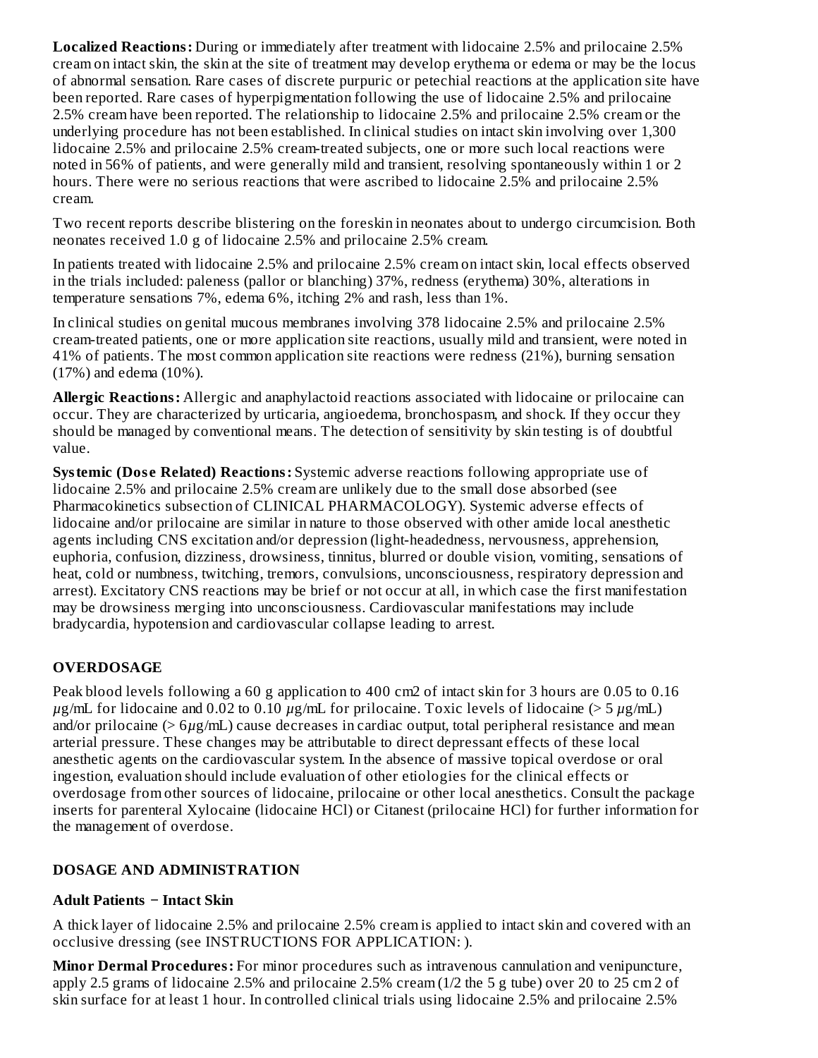**Localized Reactions:** During or immediately after treatment with lidocaine 2.5% and prilocaine 2.5% cream on intact skin, the skin at the site of treatment may develop erythema or edema or may be the locus of abnormal sensation. Rare cases of discrete purpuric or petechial reactions at the application site have been reported. Rare cases of hyperpigmentation following the use of lidocaine 2.5% and prilocaine 2.5% cream have been reported. The relationship to lidocaine 2.5% and prilocaine 2.5% cream or the underlying procedure has not been established. In clinical studies on intact skin involving over 1,300 lidocaine 2.5% and prilocaine 2.5% cream-treated subjects, one or more such local reactions were noted in 56% of patients, and were generally mild and transient, resolving spontaneously within 1 or 2 hours. There were no serious reactions that were ascribed to lidocaine 2.5% and prilocaine 2.5% cream.

Two recent reports describe blistering on the foreskin in neonates about to undergo circumcision. Both neonates received 1.0 g of lidocaine 2.5% and prilocaine 2.5% cream.

In patients treated with lidocaine 2.5% and prilocaine 2.5% cream on intact skin, local effects observed in the trials included: paleness (pallor or blanching) 37%, redness (erythema) 30%, alterations in temperature sensations 7%, edema 6%, itching 2% and rash, less than 1%.

In clinical studies on genital mucous membranes involving 378 lidocaine 2.5% and prilocaine 2.5% cream-treated patients, one or more application site reactions, usually mild and transient, were noted in 41% of patients. The most common application site reactions were redness (21%), burning sensation (17%) and edema (10%).

**Allergic Reactions:** Allergic and anaphylactoid reactions associated with lidocaine or prilocaine can occur. They are characterized by urticaria, angioedema, bronchospasm, and shock. If they occur they should be managed by conventional means. The detection of sensitivity by skin testing is of doubtful value.

**Systemic (Dose Related) Reactions:** Systemic adverse reactions following appropriate use of lidocaine 2.5% and prilocaine 2.5% cream are unlikely due to the small dose absorbed (see Pharmacokinetics subsection of CLINICAL PHARMACOLOGY). Systemic adverse effects of lidocaine and/or prilocaine are similar in nature to those observed with other amide local anesthetic agents including CNS excitation and/or depression (light-headedness, nervousness, apprehension, euphoria, confusion, dizziness, drowsiness, tinnitus, blurred or double vision, vomiting, sensations of heat, cold or numbness, twitching, tremors, convulsions, unconsciousness, respiratory depression and arrest). Excitatory CNS reactions may be brief or not occur at all, in which case the first manifestation may be drowsiness merging into unconsciousness. Cardiovascular manifestations may include bradycardia, hypotension and cardiovascular collapse leading to arrest.

## OVERDOSAGE

Peak blood levels following a 60 g application to 400 cm2 of intact skin for 3 hours are 0.05 to 0.16 $\mu$g/mL for lidocaine and 0.02 to 0.10 $\mu$g/mL for prilocaine. Toxic levels of lidocaine (> 5 $\mu$g/mL) and/or prilocaine (> 6$\mu$g/mL) cause decreases in cardiac output, total peripheral resistance and mean arterial pressure. These changes may be attributable to direct depressant effects of these local anesthetic agents on the cardiovascular system. In the absence of massive topical overdose or oral ingestion, evaluation should include evaluation of other etiologies for the clinical effects or overdosage from other sources of lidocaine, prilocaine or other local anesthetics. Consult the package inserts for parenteral Xylocaine (lidocaine HCl) or Citanest (prilocaine HCl) for further information for the management of overdose.

## DOSAGE AND ADMINISTRATION

### Adult Patients − Intact Skin

A thick layer of lidocaine 2.5% and prilocaine 2.5% cream is applied to intact skin and covered with an occlusive dressing (see INSTRUCTIONS FOR APPLICATION: ).

**Minor Dermal Procedures:** For minor procedures such as intravenous cannulation and venipuncture, apply 2.5 grams of lidocaine 2.5% and prilocaine 2.5% cream (1/2 the 5 g tube) over 20 to 25 cm 2 of skin surface for at least 1 hour. In controlled clinical trials using lidocaine 2.5% and prilocaine 2.5%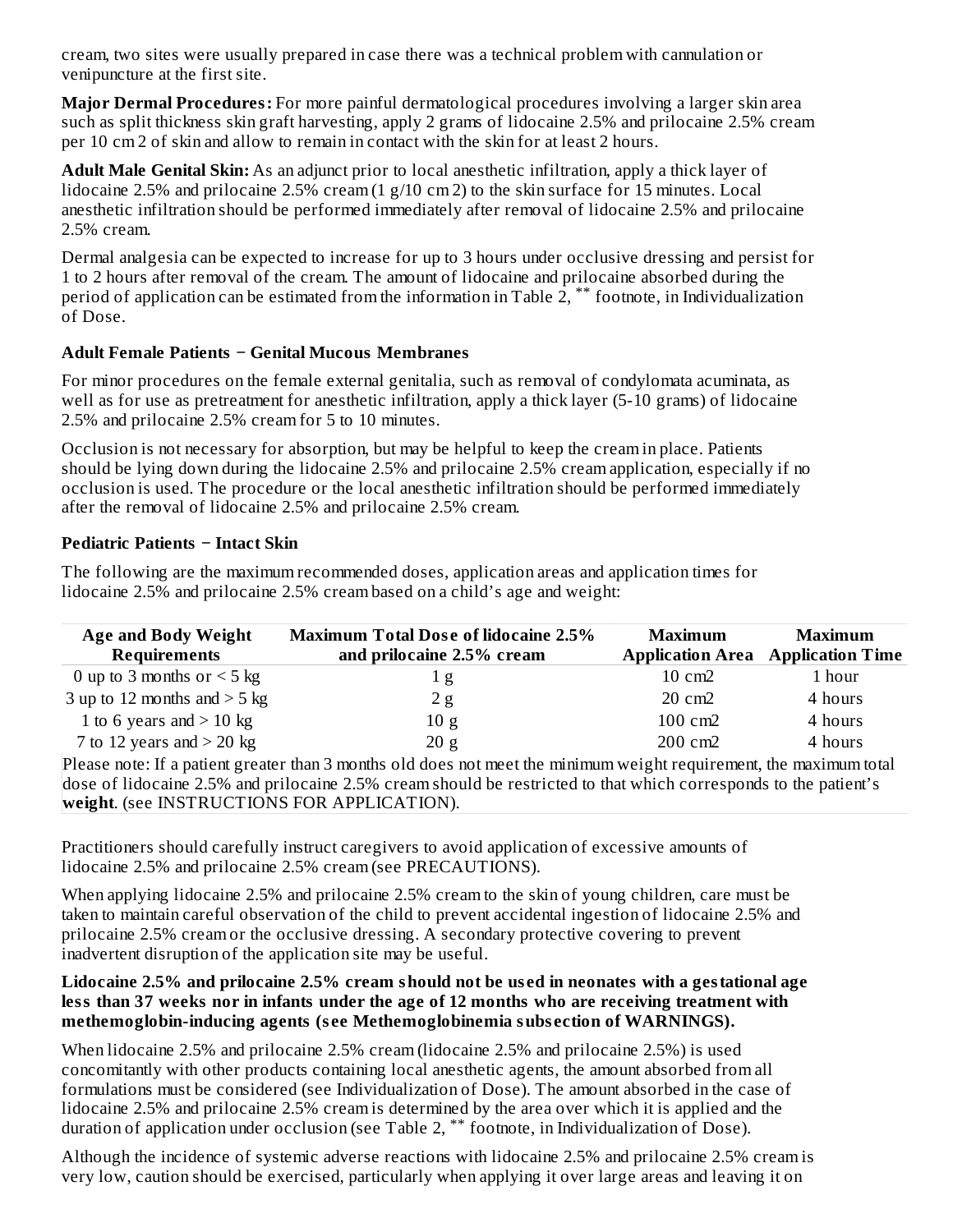cream, two sites were usually prepared in case there was a technical problem with cannulation or venipuncture at the first site.

**Major Dermal Procedures:** For more painful dermatological procedures involving a larger skin area such as split thickness skin graft harvesting, apply 2 grams of lidocaine 2.5% and prilocaine 2.5% cream per 10 cm2 of skin and allow to remain in contact with the skin for at least 2 hours.

**Adult Male Genital Skin:** As an adjunct prior to local anesthetic infiltration, apply a thick layer of lidocaine 2.5% and prilocaine 2.5% cream (1 g/10 cm2) to the skin surface for 15 minutes. Local anesthetic infiltration should be performed immediately after removal of lidocaine 2.5% and prilocaine 2.5% cream.

Dermal analgesia can be expected to increase for up to 3 hours under occlusive dressing and persist for 1 to 2 hours after removal of the cream. The amount of lidocaine and prilocaine absorbed during the period of application can be estimated from the information in Table 2, ** footnote, in Individualization of Dose.

**Adult Female Patients − Genital Mucous Membranes**

For minor procedures on the female external genitalia, such as removal of condylomata acuminata, as well as for use as pretreatment for anesthetic infiltration, apply a thick layer (5-10 grams) of lidocaine 2.5% and prilocaine 2.5% cream for 5 to 10 minutes.

Occlusion is not necessary for absorption, but may be helpful to keep the cream in place. Patients should be lying down during the lidocaine 2.5% and prilocaine 2.5% cream application, especially if no occlusion is used. The procedure or the local anesthetic infiltration should be performed immediately after the removal of lidocaine 2.5% and prilocaine 2.5% cream.

**Pediatric Patients − Intact Skin**

The following are the maximum recommended doses, application areas and application times for lidocaine 2.5% and prilocaine 2.5% cream based on a child's age and weight:

| Age and Body Weight Requirements | Maximum Total Dose of lidocaine 2.5% and prilocaine 2.5% cream | Maximum Application Area | Maximum Application Time |
|---|---|---|---|
| 0 up to 3 months or < 5 kg | 1 g | 10 cm2 | 1 hour |
| 3 up to 12 months and > 5 kg | 2 g | 20 cm2 | 4 hours |
| 1 to 6 years and > 10 kg | 10 g | 100 cm2 | 4 hours |
| 7 to 12 years and > 20 kg | 20 g | 200 cm2 | 4 hours |

Please note: If a patient greater than 3 months old does not meet the minimum weight requirement, the maximum total dose of lidocaine 2.5% and prilocaine 2.5% cream should be restricted to that which corresponds to the patient's **weight**. (see INSTRUCTIONS FOR APPLICATION).

Practitioners should carefully instruct caregivers to avoid application of excessive amounts of lidocaine 2.5% and prilocaine 2.5% cream (see PRECAUTIONS).

When applying lidocaine 2.5% and prilocaine 2.5% cream to the skin of young children, care must be taken to maintain careful observation of the child to prevent accidental ingestion of lidocaine 2.5% and prilocaine 2.5% cream or the occlusive dressing. A secondary protective covering to prevent inadvertent disruption of the application site may be useful.

**Lidocaine 2.5% and prilocaine 2.5% cream should not be used in neonates with a gestational age less than 37 weeks nor in infants under the age of 12 months who are receiving treatment with methemoglobin-inducing agents (see Methemoglobinemia subsection of WARNINGS).**

When lidocaine 2.5% and prilocaine 2.5% cream (lidocaine 2.5% and prilocaine 2.5%) is used concomitantly with other products containing local anesthetic agents, the amount absorbed from all formulations must be considered (see Individualization of Dose). The amount absorbed in the case of lidocaine 2.5% and prilocaine 2.5% cream is determined by the area over which it is applied and the duration of application under occlusion (see Table 2, ** footnote, in Individualization of Dose).

Although the incidence of systemic adverse reactions with lidocaine 2.5% and prilocaine 2.5% cream is very low, caution should be exercised, particularly when applying it over large areas and leaving it on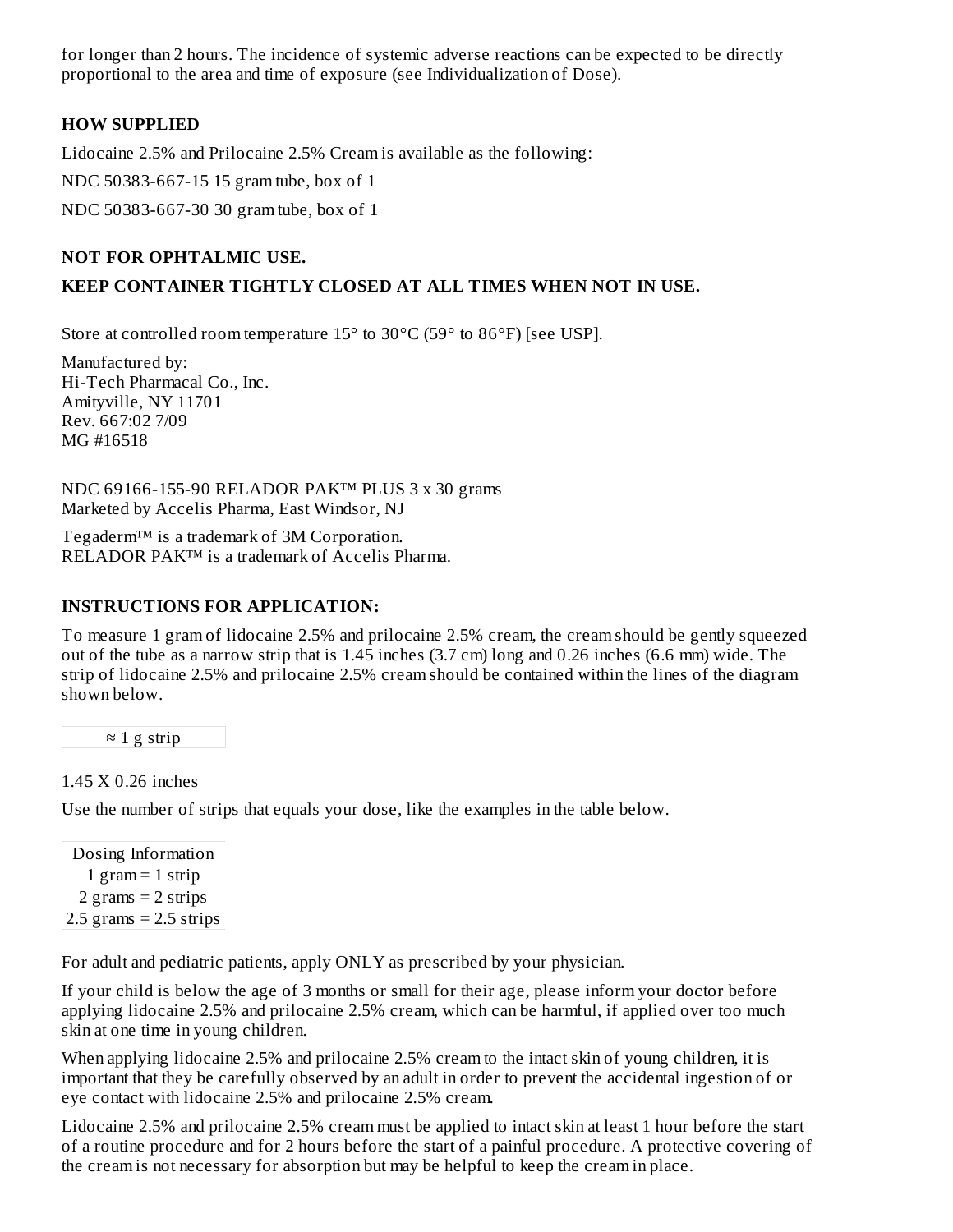for longer than 2 hours. The incidence of systemic adverse reactions can be expected to be directly proportional to the area and time of exposure (see Individualization of Dose).

## HOW SUPPLIED

Lidocaine 2.5% and Prilocaine 2.5% Cream is available as the following:

NDC 50383-667-15 15 gram tube, box of 1

NDC 50383-667-30 30 gram tube, box of 1

**NOT FOR OPHTALMIC USE.**

**KEEP CONTAINER TIGHTLY CLOSED AT ALL TIMES WHEN NOT IN USE.**

Store at controlled room temperature 15° to 30°C (59° to 86°F) [see USP].

Manufactured by:
Hi-Tech Pharmacal Co., Inc.
Amityville, NY 11701
Rev. 667:02 7/09
MG #16518

NDC 69166-155-90 RELADOR PAK™ PLUS 3 x 30 grams
Marketed by Accelis Pharma, East Windsor, NJ

Tegaderm™ is a trademark of 3M Corporation.
RELADOR PAK™ is a trademark of Accelis Pharma.

## INSTRUCTIONS FOR APPLICATION:

To measure 1 gram of lidocaine 2.5% and prilocaine 2.5% cream, the cream should be gently squeezed out of the tube as a narrow strip that is 1.45 inches (3.7 cm) long and 0.26 inches (6.6 mm) wide. The strip of lidocaine 2.5% and prilocaine 2.5% cream should be contained within the lines of the diagram shown below.

| ≈ 1 g strip |
|---|

1.45 X 0.26 inches

Use the number of strips that equals your dose, like the examples in the table below.

| Dosing Information |
|---|
| 1 gram = 1 strip |
| 2 grams = 2 strips |
| 2.5 grams = 2.5 strips |

For adult and pediatric patients, apply ONLY as prescribed by your physician.

If your child is below the age of 3 months or small for their age, please inform your doctor before applying lidocaine 2.5% and prilocaine 2.5% cream, which can be harmful, if applied over too much skin at one time in young children.

When applying lidocaine 2.5% and prilocaine 2.5% cream to the intact skin of young children, it is important that they be carefully observed by an adult in order to prevent the accidental ingestion of or eye contact with lidocaine 2.5% and prilocaine 2.5% cream.

Lidocaine 2.5% and prilocaine 2.5% cream must be applied to intact skin at least 1 hour before the start of a routine procedure and for 2 hours before the start of a painful procedure. A protective covering of the cream is not necessary for absorption but may be helpful to keep the cream in place.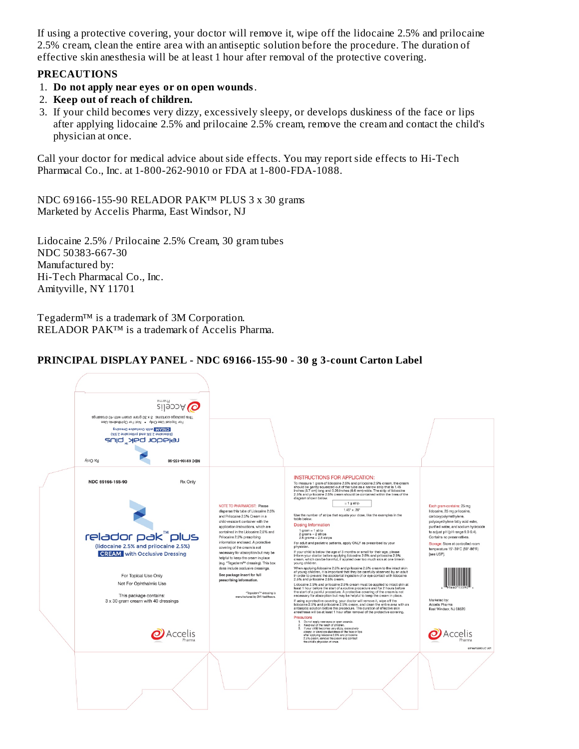If using a protective covering, your doctor will remove it, wipe off the lidocaine 2.5% and prilocaine 2.5% cream, clean the entire area with an antiseptic solution before the procedure. The duration of effective skin anesthesia will be at least 1 hour after removal of the protective covering.

**PRECAUTIONS**

1. **Do not apply near eyes or on open wounds**.
2. **Keep out of reach of children.**
3. If your child becomes very dizzy, excessively sleepy, or develops duskiness of the face or lips after applying lidocaine 2.5% and prilocaine 2.5% cream, remove the cream and contact the child's physician at once.

Call your doctor for medical advice about side effects. You may report side effects to Hi-Tech Pharmacal Co., Inc. at 1-800-262-9010 or FDA at 1-800-FDA-1088.

NDC 69166-155-90 RELADOR PAK™ PLUS 3 x 30 grams
Marketed by Accelis Pharma, East Windsor, NJ

Lidocaine 2.5% / Prilocaine 2.5% Cream, 30 gram tubes
NDC 50383-667-30
Manufactured by:
Hi-Tech Pharmacal Co., Inc.
Amityville, NY 11701

Tegaderm™ is a trademark of 3M Corporation.
RELADOR PAK™ is a trademark of Accelis Pharma.

**PRINCIPAL DISPLAY PANEL - NDC 69166-155-90 - 30 g 3-count Carton Label**

NDC 69166-155-90 Rx Only

relador pak™ plus
(lidocaine 2.5% and prilocaine 2.5%)
CREAM with Occlusive Dressing

For Topical Use Only
Not For Ophthalmic Use

This package contains:
3 x 30 gram cream with 40 dressings

Accelis Pharma

NOTE TO PHARMACIST: Please dispense this tube of Lidocaine 2.5% and Prilocaine 2.5% Cream in a child-resistant container with the application instructions, which are contained in the Lidocaine 2.5% and Prilocaine 2.5% prescribing information enclosed. A protective covering of the cream is not necessary for absorption but may be helpful to keep the cream in place (e.g. "Tegaderm™ dressing). This box does include occlusive dressings.

**See package insert for full prescribing information.**

*Tegaderm™ dressing is manufactured by 3M Healthcare.

INSTRUCTIONS FOR APPLICATION:
To measure 1 gram of lidocaine 2.5% and prilocaine 2.5% cream, the cream should be gently squeezed out of the tube as a narrow strip that is 1.45 inches (3.7 cm) long and 0.26 inches (6.6 mm) wide. The strip of lidocaine 2.5% and prilocaine 2.5% cream should be contained within the lines of the diagram shown below.

= 1 g strip
1.45" x .26"

Use the number of strips that equals your dose, like the examples in the table below.

Dosing Information
1 gram = 1 strip
2 grams = 2 strips
2.5 grams = 2.5 strips

For adult and pediatric patients, apply ONLY as prescribed by your physician.

If your child is below the age of 3 months or small for their age, please inform your doctor before applying lidocaine 2.5% and prilocaine 2.5% cream, which can be harmful, if applied over too much skin at one time in young children.

When applying lidocaine 2.5% and prilocaine 2.5% cream to the intact skin of young children, it is important that they be carefully observed by an adult in order to prevent the accidental ingestion of or eye contact with lidocaine 2.5% and prilocaine 2.5% cream.

Lidocaine 2.5% and prilocaine 2.5% cream must be applied to intact skin at least 1 hour before the start of a routine procedure and for 2 hours before the start of a painful procedure. A protective covering of the cream is not necessary for absorption but may be helpful to keep the cream in place.

If using a protective covering, your doctor will remove it, wipe off the lidocaine 2.5% and prilocaine 2.5% cream, and clean the entire area with an antiseptic solution before the procedure. The duration of effective skin anesthesia will be at least 1 hour after removal of the protective covering.

Precautions
1. Do not apply near eyes or open wounds.
2. Keep out of the reach of children.
3. If your child becomes very dizzy, excessively sleepy, or develops duskiness of the face or lips after applying lidocaine 2.5% and prilocaine 2.5% cream, remove the cream and contact the child's physician at once.

Each gram contains: 25 mg lidocaine, 25 mg prilocaine, carboxypolymethylene, polyoxyethylene fatty acid ester, purified water, and sodium hydroxide to adjust pH (pH range 9.0-9.4). Contains no preservatives.

Storage: Store at controlled room temperature 15°-30°C (59°-86°F) [see USP].

Marketed by:
Accelis Pharma
East Windsor, NJ 08520

Accelis Pharma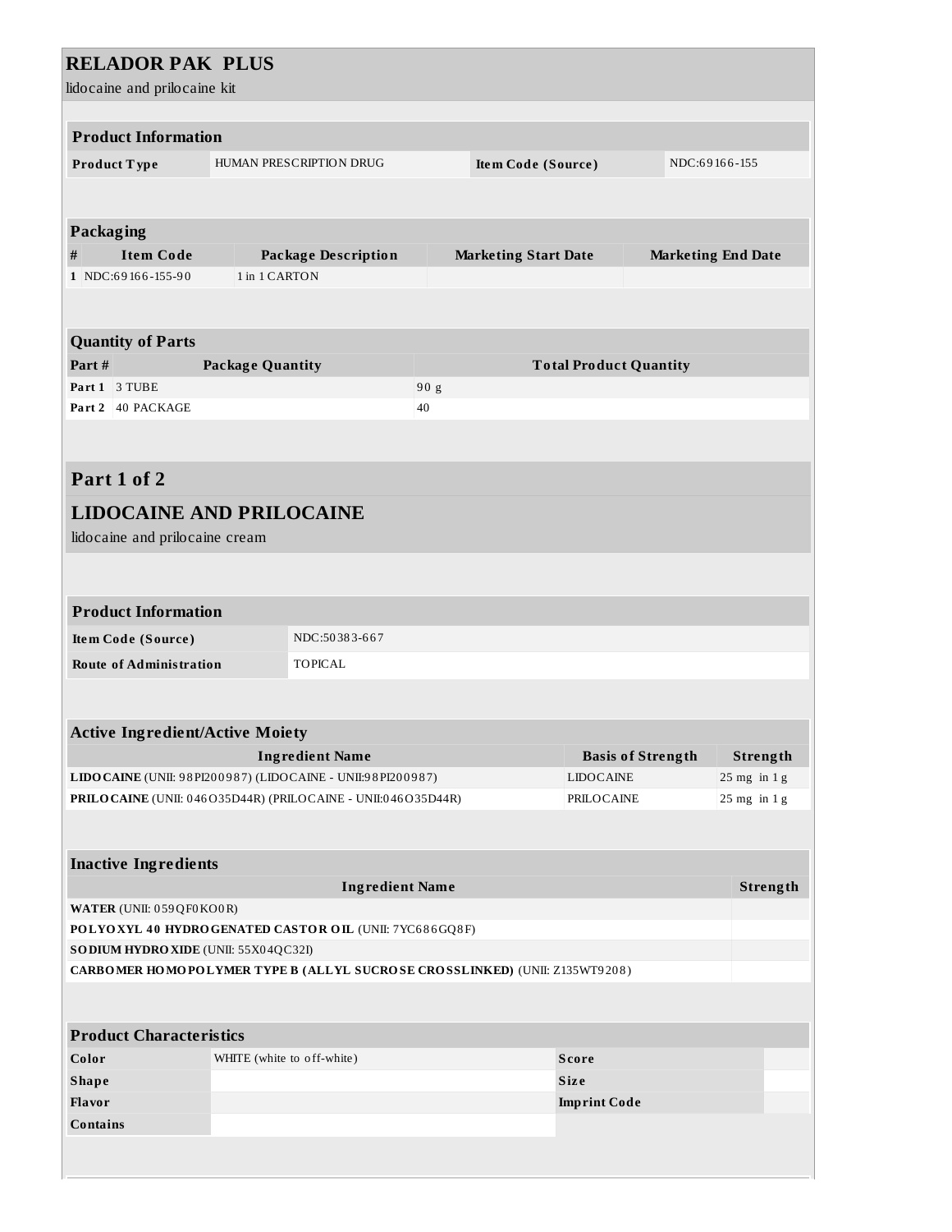# RELADOR PAK PLUS

lidocaine and prilocaine kit

| Product Information | | | |
|---|---|---|---|
| **Product Type** | HUMAN PRESCRIPTION DRUG | **Item Code (Source)** | NDC:69166-155 |

| Packaging | | | | |
|---|---|---|---|---|
| **#** | **Item Code** | **Package Description** | **Marketing Start Date** | **Marketing End Date** |
| 1 | NDC:69166-155-90 | 1 in 1 CARTON | | |

| Quantity of Parts | | |
|---|---|---|
| **Part #** | **Package Quantity** | **Total Product Quantity** |
| **Part 1** | 3 TUBE | 90 g |
| **Part 2** | 40 PACKAGE | 40 |

## Part 1 of 2

## LIDOCAINE AND PRILOCAINE

lidocaine and prilocaine cream

| Product Information | |
|---|---|
| **Item Code (Source)** | NDC:50383-667 |
| **Route of Administration** | TOPICAL |

| Active Ingredient/Active Moiety | | |
|---|---|---|
| **Ingredient Name** | **Basis of Strength** | **Strength** |
| **LIDOCAINE** (UNII: 98PI200987) (LIDOCAINE - UNII:98PI200987) | LIDOCAINE | 25 mg in 1 g |
| **PRILOCAINE** (UNII: 046O35D44R) (PRILOCAINE - UNII:046O35D44R) | PRILOCAINE | 25 mg in 1 g |

| Inactive Ingredients | |
|---|---|
| **Ingredient Name** | **Strength** |
| **WATER** (UNII: 059QF0KO0R) | |
| **POLYOXYL 40 HYDROGENATED CASTOR OIL** (UNII: 7YC686GQ8F) | |
| **SODIUM HYDROXIDE** (UNII: 55X04QC32I) | |
| **CARBOMER HOMOPOLYMER TYPE B (ALLYL SUCROSE CROSSLINKED)** (UNII: Z135WT9208) | |

| Product Characteristics | | | |
|---|---|---|---|
| **Color** | WHITE (white to off-white) | **Score** | |
| **Shape** | | **Size** | |
| **Flavor** | | **Imprint Code** | |
| **Contains** | | | |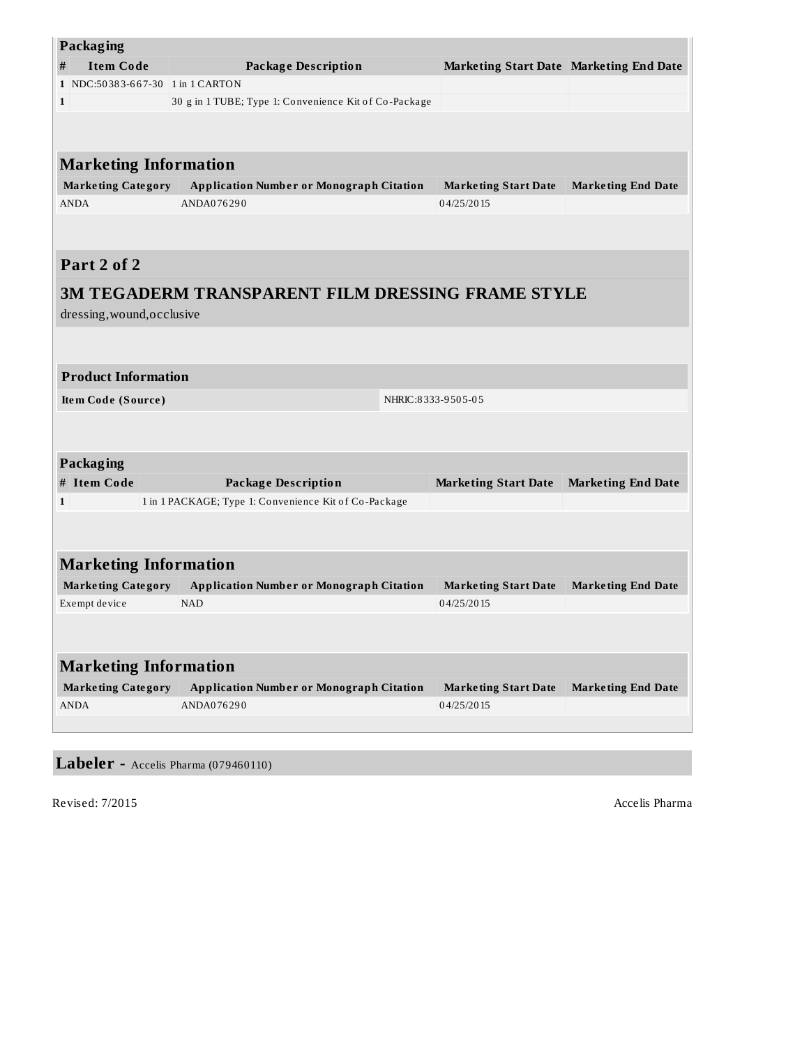| Packaging | | | | |
|---|---|---|---|---|
| # | Item Code | Package Description | Marketing Start Date | Marketing End Date |
| 1 | NDC:50383-667-30 | 1 in 1 CARTON | | |
| 1 | | 30 g in 1 TUBE; Type 1: Convenience Kit of Co-Package | | |

| Marketing Information | | | |
|---|---|---|---|
| Marketing Category | Application Number or Monograph Citation | Marketing Start Date | Marketing End Date |
| ANDA | ANDA076290 | 04/25/2015 | |

## Part 2 of 2

## 3M TEGADERM TRANSPARENT FILM DRESSING FRAME STYLE

dressing,wound,occlusive

| Product Information | |
|---|---|
| Item Code (Source) | NHRIC:8333-9505-05 |

| Packaging | | | | |
|---|---|---|---|---|
| # | Item Code | Package Description | Marketing Start Date | Marketing End Date |
| 1 | | 1 in 1 PACKAGE; Type 1: Convenience Kit of Co-Package | | |

| Marketing Information | | | |
|---|---|---|---|
| Marketing Category | Application Number or Monograph Citation | Marketing Start Date | Marketing End Date |
| Exempt device | NAD | 04/25/2015 | |

| Marketing Information | | | |
|---|---|---|---|
| Marketing Category | Application Number or Monograph Citation | Marketing Start Date | Marketing End Date |
| ANDA | ANDA076290 | 04/25/2015 | |

**Labeler -** Accelis Pharma (079460110)

Revised: 7/2015

Accelis Pharma